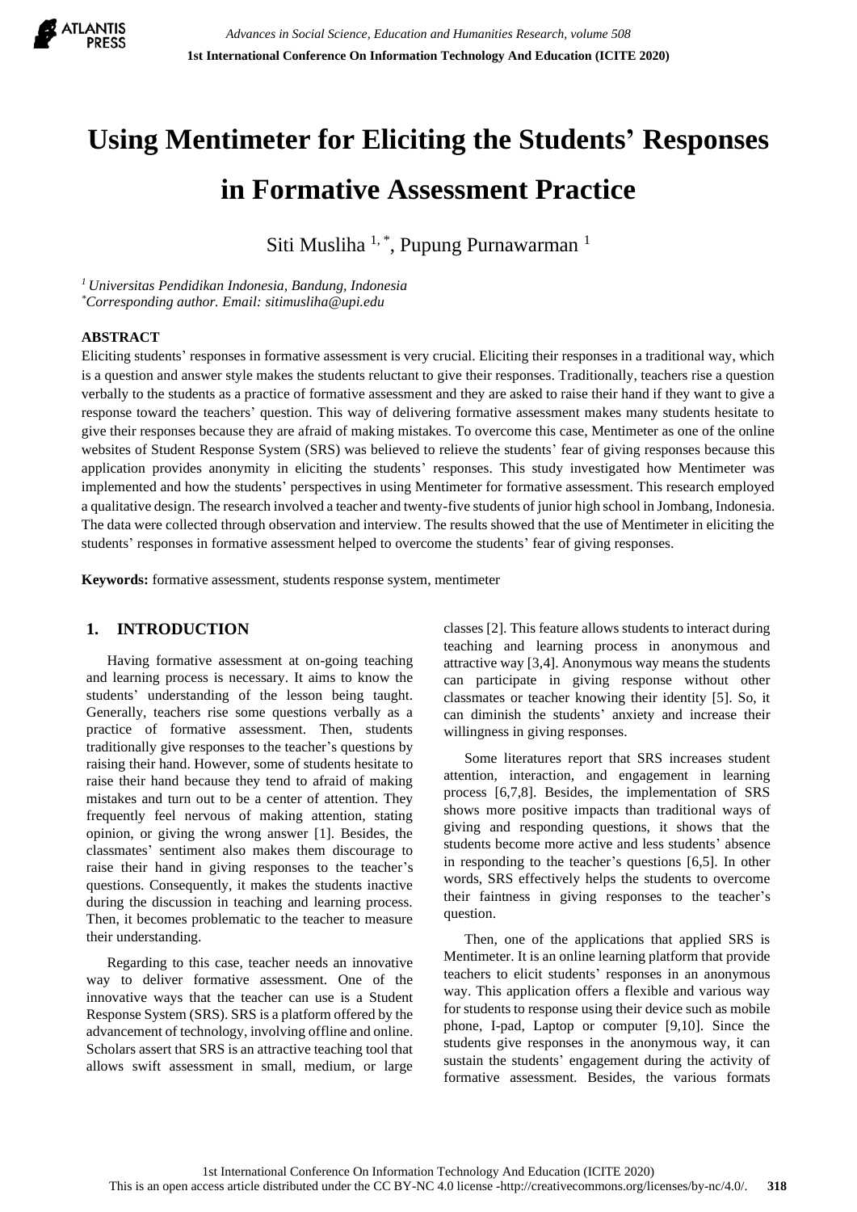# Using Mentimeter for Eliciting the Students' Responses in Formative Assessment Practice

Siti Musliha [1, *], Pupung Purnawarman [1]

[1] *Universitas Pendidikan Indonesia, Bandung, Indonesia*
[*] *Corresponding author. Email: sitimusliha@upi.edu*

## ABSTRACT

Eliciting students' responses in formative assessment is very crucial. Eliciting their responses in a traditional way, which is a question and answer style makes the students reluctant to give their responses. Traditionally, teachers rise a question verbally to the students as a practice of formative assessment and they are asked to raise their hand if they want to give a response toward the teachers' question. This way of delivering formative assessment makes many students hesitate to give their responses because they are afraid of making mistakes. To overcome this case, Mentimeter as one of the online websites of Student Response System (SRS) was believed to relieve the students' fear of giving responses because this application provides anonymity in eliciting the students' responses. This study investigated how Mentimeter was implemented and how the students' perspectives in using Mentimeter for formative assessment. This research employed a qualitative design. The research involved a teacher and twenty-five students of junior high school in Jombang, Indonesia. The data were collected through observation and interview. The results showed that the use of Mentimeter in eliciting the students' responses in formative assessment helped to overcome the students' fear of giving responses.

**Keywords:** formative assessment, students response system, mentimeter

## 1. INTRODUCTION

Having formative assessment at on-going teaching and learning process is necessary. It aims to know the students' understanding of the lesson being taught. Generally, teachers rise some questions verbally as a practice of formative assessment. Then, students traditionally give responses to the teacher's questions by raising their hand. However, some of students hesitate to raise their hand because they tend to afraid of making mistakes and turn out to be a center of attention. They frequently feel nervous of making attention, stating opinion, or giving the wrong answer [1]. Besides, the classmates' sentiment also makes them discourage to raise their hand in giving responses to the teacher's questions. Consequently, it makes the students inactive during the discussion in teaching and learning process. Then, it becomes problematic to the teacher to measure their understanding.

Regarding to this case, teacher needs an innovative way to deliver formative assessment. One of the innovative ways that the teacher can use is a Student Response System (SRS). SRS is a platform offered by the advancement of technology, involving offline and online. Scholars assert that SRS is an attractive teaching tool that allows swift assessment in small, medium, or large classes [2]. This feature allows students to interact during teaching and learning process in anonymous and attractive way [3,4]. Anonymous way means the students can participate in giving response without other classmates or teacher knowing their identity [5]. So, it can diminish the students' anxiety and increase their willingness in giving responses.

Some literatures report that SRS increases student attention, interaction, and engagement in learning process [6,7,8]. Besides, the implementation of SRS shows more positive impacts than traditional ways of giving and responding questions, it shows that the students become more active and less students' absence in responding to the teacher's questions [6,5]. In other words, SRS effectively helps the students to overcome their faintness in giving responses to the teacher's question.

Then, one of the applications that applied SRS is Mentimeter. It is an online learning platform that provide teachers to elicit students' responses in an anonymous way. This application offers a flexible and various way for students to response using their device such as mobile phone, I-pad, Laptop or computer [9,10]. Since the students give responses in the anonymous way, it can sustain the students' engagement during the activity of formative assessment. Besides, the various formats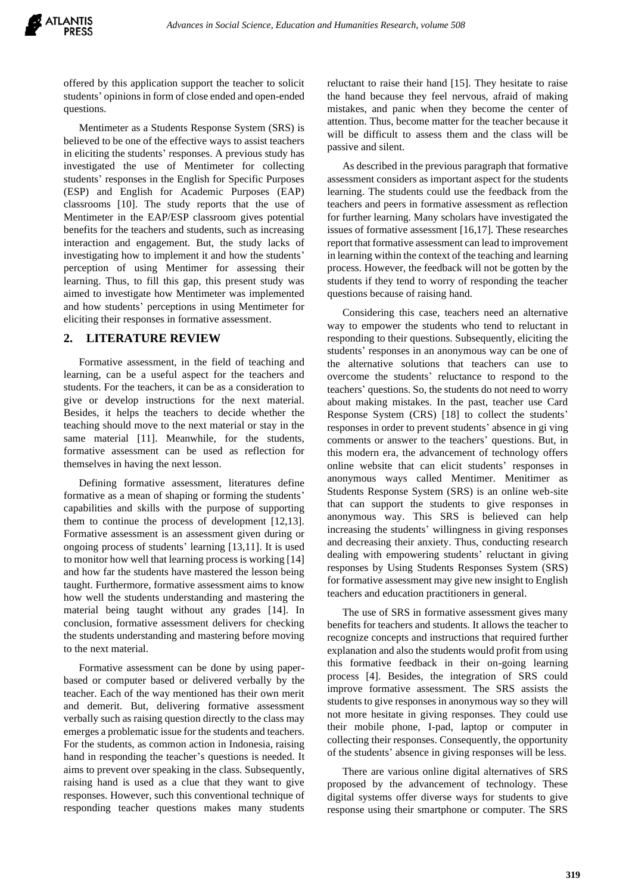offered by this application support the teacher to solicit students' opinions in form of close ended and open-ended questions.

Mentimeter as a Students Response System (SRS) is believed to be one of the effective ways to assist teachers in eliciting the students' responses. A previous study has investigated the use of Mentimeter for collecting students' responses in the English for Specific Purposes (ESP) and English for Academic Purposes (EAP) classrooms [10]. The study reports that the use of Mentimeter in the EAP/ESP classroom gives potential benefits for the teachers and students, such as increasing interaction and engagement. But, the study lacks of investigating how to implement it and how the students' perception of using Mentimer for assessing their learning. Thus, to fill this gap, this present study was aimed to investigate how Mentimeter was implemented and how students' perceptions in using Mentimeter for eliciting their responses in formative assessment.

## 2. LITERATURE REVIEW

Formative assessment, in the field of teaching and learning, can be a useful aspect for the teachers and students. For the teachers, it can be as a consideration to give or develop instructions for the next material. Besides, it helps the teachers to decide whether the teaching should move to the next material or stay in the same material [11]. Meanwhile, for the students, formative assessment can be used as reflection for themselves in having the next lesson.

Defining formative assessment, literatures define formative as a mean of shaping or forming the students' capabilities and skills with the purpose of supporting them to continue the process of development [12,13]. Formative assessment is an assessment given during or ongoing process of students' learning [13,11]. It is used to monitor how well that learning process is working [14] and how far the students have mastered the lesson being taught. Furthermore, formative assessment aims to know how well the students understanding and mastering the material being taught without any grades [14]. In conclusion, formative assessment delivers for checking the students understanding and mastering before moving to the next material.

Formative assessment can be done by using paper-based or computer based or delivered verbally by the teacher. Each of the way mentioned has their own merit and demerit. But, delivering formative assessment verbally such as raising question directly to the class may emerges a problematic issue for the students and teachers. For the students, as common action in Indonesia, raising hand in responding the teacher's questions is needed. It aims to prevent over speaking in the class. Subsequently, raising hand is used as a clue that they want to give responses. However, such this conventional technique of responding teacher questions makes many students reluctant to raise their hand [15]. They hesitate to raise the hand because they feel nervous, afraid of making mistakes, and panic when they become the center of attention. Thus, become matter for the teacher because it will be difficult to assess them and the class will be passive and silent.

As described in the previous paragraph that formative assessment considers as important aspect for the students learning. The students could use the feedback from the teachers and peers in formative assessment as reflection for further learning. Many scholars have investigated the issues of formative assessment [16,17]. These researches report that formative assessment can lead to improvement in learning within the context of the teaching and learning process. However, the feedback will not be gotten by the students if they tend to worry of responding the teacher questions because of raising hand.

Considering this case, teachers need an alternative way to empower the students who tend to reluctant in responding to their questions. Subsequently, eliciting the students' responses in an anonymous way can be one of the alternative solutions that teachers can use to overcome the students' reluctance to respond to the teachers' questions. So, the students do not need to worry about making mistakes. In the past, teacher use Card Response System (CRS) [18] to collect the students' responses in order to prevent students' absence in gi ving comments or answer to the teachers' questions. But, in this modern era, the advancement of technology offers online website that can elicit students' responses in anonymous ways called Mentimer. Menitimer as Students Response System (SRS) is an online web-site that can support the students to give responses in anonymous way. This SRS is believed can help increasing the students' willingness in giving responses and decreasing their anxiety. Thus, conducting research dealing with empowering students' reluctant in giving responses by Using Students Responses System (SRS) for formative assessment may give new insight to English teachers and education practitioners in general.

The use of SRS in formative assessment gives many benefits for teachers and students. It allows the teacher to recognize concepts and instructions that required further explanation and also the students would profit from using this formative feedback in their on-going learning process [4]. Besides, the integration of SRS could improve formative assessment. The SRS assists the students to give responses in anonymous way so they will not more hesitate in giving responses. They could use their mobile phone, I-pad, laptop or computer in collecting their responses. Consequently, the opportunity of the students' absence in giving responses will be less.

There are various online digital alternatives of SRS proposed by the advancement of technology. These digital systems offer diverse ways for students to give response using their smartphone or computer. The SRS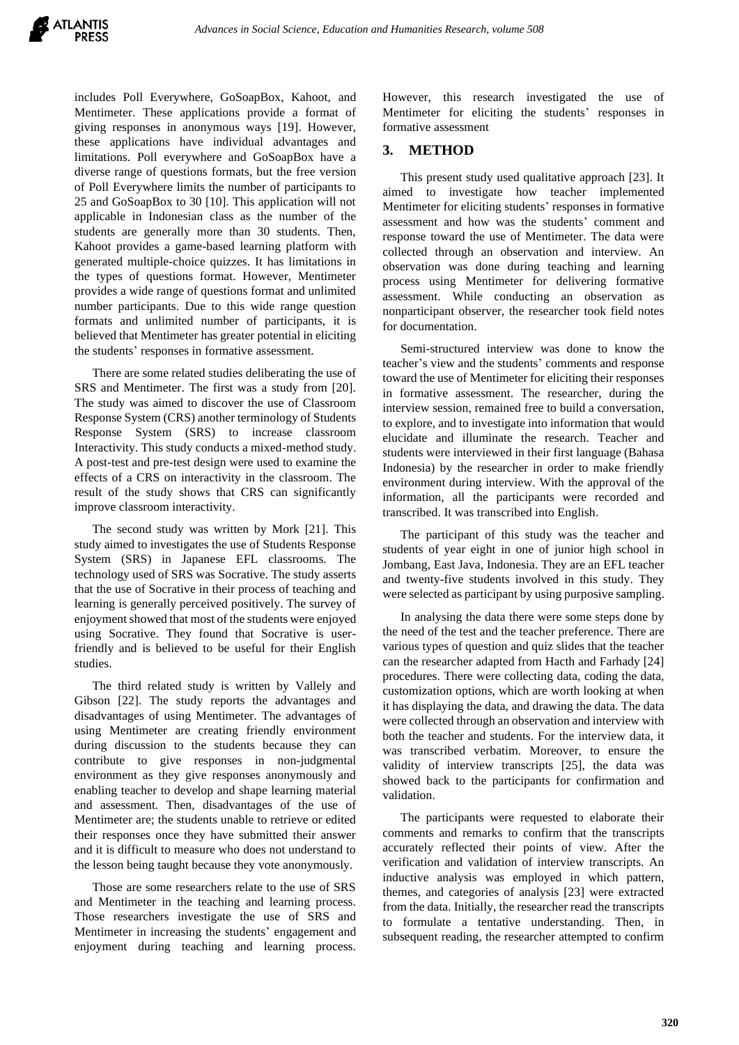includes Poll Everywhere, GoSoapBox, Kahoot, and Mentimeter. These applications provide a format of giving responses in anonymous ways [19]. However, these applications have individual advantages and limitations. Poll everywhere and GoSoapBox have a diverse range of questions formats, but the free version of Poll Everywhere limits the number of participants to 25 and GoSoapBox to 30 [10]. This application will not applicable in Indonesian class as the number of the students are generally more than 30 students. Then, Kahoot provides a game-based learning platform with generated multiple-choice quizzes. It has limitations in the types of questions format. However, Mentimeter provides a wide range of questions format and unlimited number participants. Due to this wide range question formats and unlimited number of participants, it is believed that Mentimeter has greater potential in eliciting the students' responses in formative assessment.

There are some related studies deliberating the use of SRS and Mentimeter. The first was a study from [20]. The study was aimed to discover the use of Classroom Response System (CRS) another terminology of Students Response System (SRS) to increase classroom Interactivity. This study conducts a mixed-method study. A post-test and pre-test design were used to examine the effects of a CRS on interactivity in the classroom. The result of the study shows that CRS can significantly improve classroom interactivity.

The second study was written by Mork [21]. This study aimed to investigates the use of Students Response System (SRS) in Japanese EFL classrooms. The technology used of SRS was Socrative. The study asserts that the use of Socrative in their process of teaching and learning is generally perceived positively. The survey of enjoyment showed that most of the students were enjoyed using Socrative. They found that Socrative is user-friendly and is believed to be useful for their English studies.

The third related study is written by Vallely and Gibson [22]. The study reports the advantages and disadvantages of using Mentimeter. The advantages of using Mentimeter are creating friendly environment during discussion to the students because they can contribute to give responses in non-judgmental environment as they give responses anonymously and enabling teacher to develop and shape learning material and assessment. Then, disadvantages of the use of Mentimeter are; the students unable to retrieve or edited their responses once they have submitted their answer and it is difficult to measure who does not understand to the lesson being taught because they vote anonymously.

Those are some researchers relate to the use of SRS and Mentimeter in the teaching and learning process. Those researchers investigate the use of SRS and Mentimeter in increasing the students' engagement and enjoyment during teaching and learning process. However, this research investigated the use of Mentimeter for eliciting the students' responses in formative assessment

## 3. METHOD

This present study used qualitative approach [23]. It aimed to investigate how teacher implemented Mentimeter for eliciting students' responses in formative assessment and how was the students' comment and response toward the use of Mentimeter. The data were collected through an observation and interview. An observation was done during teaching and learning process using Mentimeter for delivering formative assessment. While conducting an observation as nonparticipant observer, the researcher took field notes for documentation.

Semi-structured interview was done to know the teacher's view and the students' comments and response toward the use of Mentimeter for eliciting their responses in formative assessment. The researcher, during the interview session, remained free to build a conversation, to explore, and to investigate into information that would elucidate and illuminate the research. Teacher and students were interviewed in their first language (Bahasa Indonesia) by the researcher in order to make friendly environment during interview. With the approval of the information, all the participants were recorded and transcribed. It was transcribed into English.

The participant of this study was the teacher and students of year eight in one of junior high school in Jombang, East Java, Indonesia. They are an EFL teacher and twenty-five students involved in this study. They were selected as participant by using purposive sampling.

In analysing the data there were some steps done by the need of the test and the teacher preference. There are various types of question and quiz slides that the teacher can the researcher adapted from Hacth and Farhady [24] procedures. There were collecting data, coding the data, customization options, which are worth looking at when it has displaying the data, and drawing the data. The data were collected through an observation and interview with both the teacher and students. For the interview data, it was transcribed verbatim. Moreover, to ensure the validity of interview transcripts [25], the data was showed back to the participants for confirmation and validation.

The participants were requested to elaborate their comments and remarks to confirm that the transcripts accurately reflected their points of view. After the verification and validation of interview transcripts. An inductive analysis was employed in which pattern, themes, and categories of analysis [23] were extracted from the data. Initially, the researcher read the transcripts to formulate a tentative understanding. Then, in subsequent reading, the researcher attempted to confirm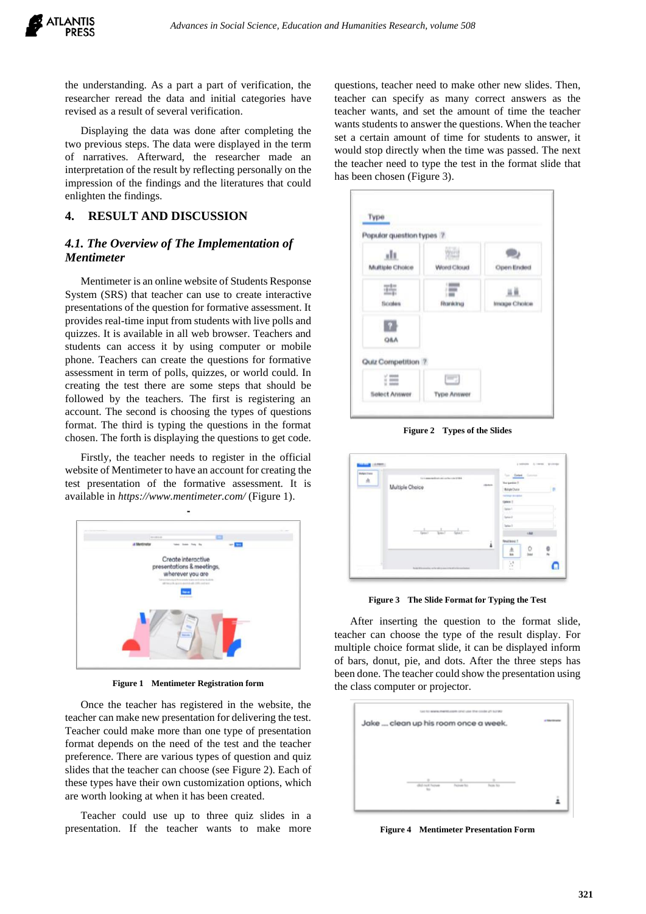the understanding. As a part a part of verification, the researcher reread the data and initial categories have revised as a result of several verification.

Displaying the data was done after completing the two previous steps. The data were displayed in the term of narratives. Afterward, the researcher made an interpretation of the result by reflecting personally on the impression of the findings and the literatures that could enlighten the findings.

## 4. RESULT AND DISCUSSION

### *4.1. The Overview of The Implementation of Mentimeter*

Mentimeter is an online website of Students Response System (SRS) that teacher can use to create interactive presentations of the question for formative assessment. It provides real-time input from students with live polls and quizzes. It is available in all web browser. Teachers and students can access it by using computer or mobile phone. Teachers can create the questions for formative assessment in term of polls, quizzes, or world could. In creating the test there are some steps that should be followed by the teachers. The first is registering an account. The second is choosing the types of questions format. The third is typing the questions in the format chosen. The forth is displaying the questions to get code.

Firstly, the teacher needs to register in the official website of Mentimeter to have an account for creating the test presentation of the formative assessment. It is available in *https://www.mentimeter.com/* (Figure 1).

**Figure 1** **Mentimeter Registration form**

Once the teacher has registered in the website, the teacher can make new presentation for delivering the test. Teacher could make more than one type of presentation format depends on the need of the test and the teacher preference. There are various types of question and quiz slides that the teacher can choose (see Figure 2). Each of these types have their own customization options, which are worth looking at when it has been created.

Teacher could use up to three quiz slides in a presentation. If the teacher wants to make more questions, teacher need to make other new slides. Then, teacher can specify as many correct answers as the teacher wants, and set the amount of time the teacher wants students to answer the questions. When the teacher set a certain amount of time for students to answer, it would stop directly when the time was passed. The next the teacher need to type the test in the format slide that has been chosen (Figure 3).

**Figure 2** **Types of the Slides**

**Figure 3** **The Slide Format for Typing the Test**

After inserting the question to the format slide, teacher can choose the type of the result display. For multiple choice format slide, it can be displayed inform of bars, donut, pie, and dots. After the three steps has been done. The teacher could show the presentation using the class computer or projector.

**Figure 4** **Mentimeter Presentation Form**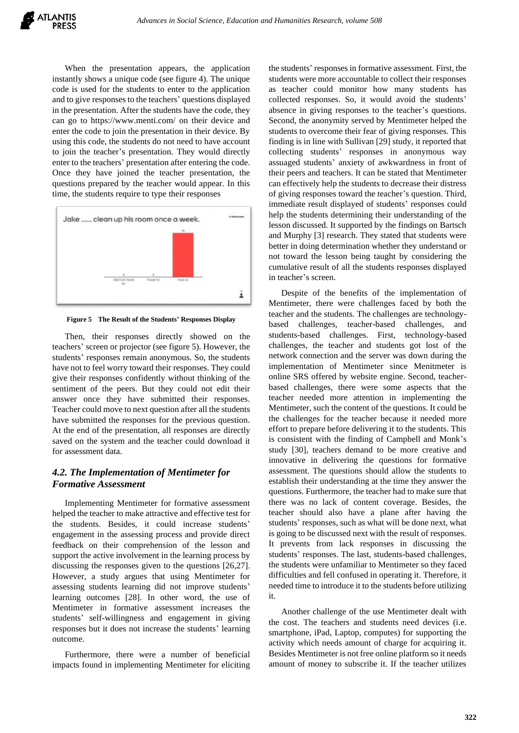When the presentation appears, the application instantly shows a unique code (see figure 4). The unique code is used for the students to enter to the application and to give responses to the teachers' questions displayed in the presentation. After the students have the code, they can go to https://www.menti.com/ on their device and enter the code to join the presentation in their device. By using this code, the students do not need to have account to join the teacher's presentation. They would directly enter to the teachers' presentation after entering the code. Once they have joined the teacher presentation, the questions prepared by the teacher would appear. In this time, the students require to type their responses

**Figure 5** **The Result of the Students' Responses Display**

Then, their responses directly showed on the teachers' screen or projector (see figure 5). However, the students' responses remain anonymous. So, the students have not to feel worry toward their responses. They could give their responses confidently without thinking of the sentiment of the peers. But they could not edit their answer once they have submitted their responses. Teacher could move to next question after all the students have submitted the responses for the previous question. At the end of the presentation, all responses are directly saved on the system and the teacher could download it for assessment data.

### *4.2. The Implementation of Mentimeter for Formative Assessment*

Implementing Mentimeter for formative assessment helped the teacher to make attractive and effective test for the students. Besides, it could increase students' engagement in the assessing process and provide direct feedback on their comprehension of the lesson and support the active involvement in the learning process by discussing the responses given to the questions [26,27]. However, a study argues that using Mentimeter for assessing students learning did not improve students' learning outcomes [28]. In other word, the use of Mentimeter in formative assessment increases the students' self-willingness and engagement in giving responses but it does not increase the students' learning outcome.

Furthermore, there were a number of beneficial impacts found in implementing Mentimeter for eliciting the students' responses in formative assessment. First, the students were more accountable to collect their responses as teacher could monitor how many students has collected responses. So, it would avoid the students' absence in giving responses to the teacher's questions. Second, the anonymity served by Mentimeter helped the students to overcome their fear of giving responses. This finding is in line with Sullivan [29] study, it reported that collecting students' responses in anonymous way assuaged students' anxiety of awkwardness in front of their peers and teachers. It can be stated that Mentimeter can effectively help the students to decrease their distress of giving responses toward the teacher's question. Third, immediate result displayed of students' responses could help the students determining their understanding of the lesson discussed. It supported by the findings on Bartsch and Murphy [3] research. They stated that students were better in doing determination whether they understand or not toward the lesson being taught by considering the cumulative result of all the students responses displayed in teacher's screen.

Despite of the benefits of the implementation of Mentimeter, there were challenges faced by both the teacher and the students. The challenges are technology-based challenges, teacher-based challenges, and students-based challenges. First, technology-based challenges, the teacher and students got lost of the network connection and the server was down during the implementation of Mentimeter since Menitmeter is online SRS offered by website engine. Second, teacher-based challenges, there were some aspects that the teacher needed more attention in implementing the Mentimeter, such the content of the questions. It could be the challenges for the teacher because it needed more effort to prepare before delivering it to the students. This is consistent with the finding of Campbell and Monk's study [30], teachers demand to be more creative and innovative in delivering the questions for formative assessment. The questions should allow the students to establish their understanding at the time they answer the questions. Furthermore, the teacher had to make sure that there was no lack of content coverage. Besides, the teacher should also have a plane after having the students' responses, such as what will be done next, what is going to be discussed next with the result of responses. It prevents from lack responses in discussing the students' responses. The last, students-based challenges, the students were unfamiliar to Mentimeter so they faced difficulties and fell confused in operating it. Therefore, it needed time to introduce it to the students before utilizing it.

Another challenge of the use Mentimeter dealt with the cost. The teachers and students need devices (i.e. smartphone, iPad, Laptop, computes) for supporting the activity which needs amount of charge for acquiring it. Besides Mentimeter is not free online platform so it needs amount of money to subscribe it. If the teacher utilizes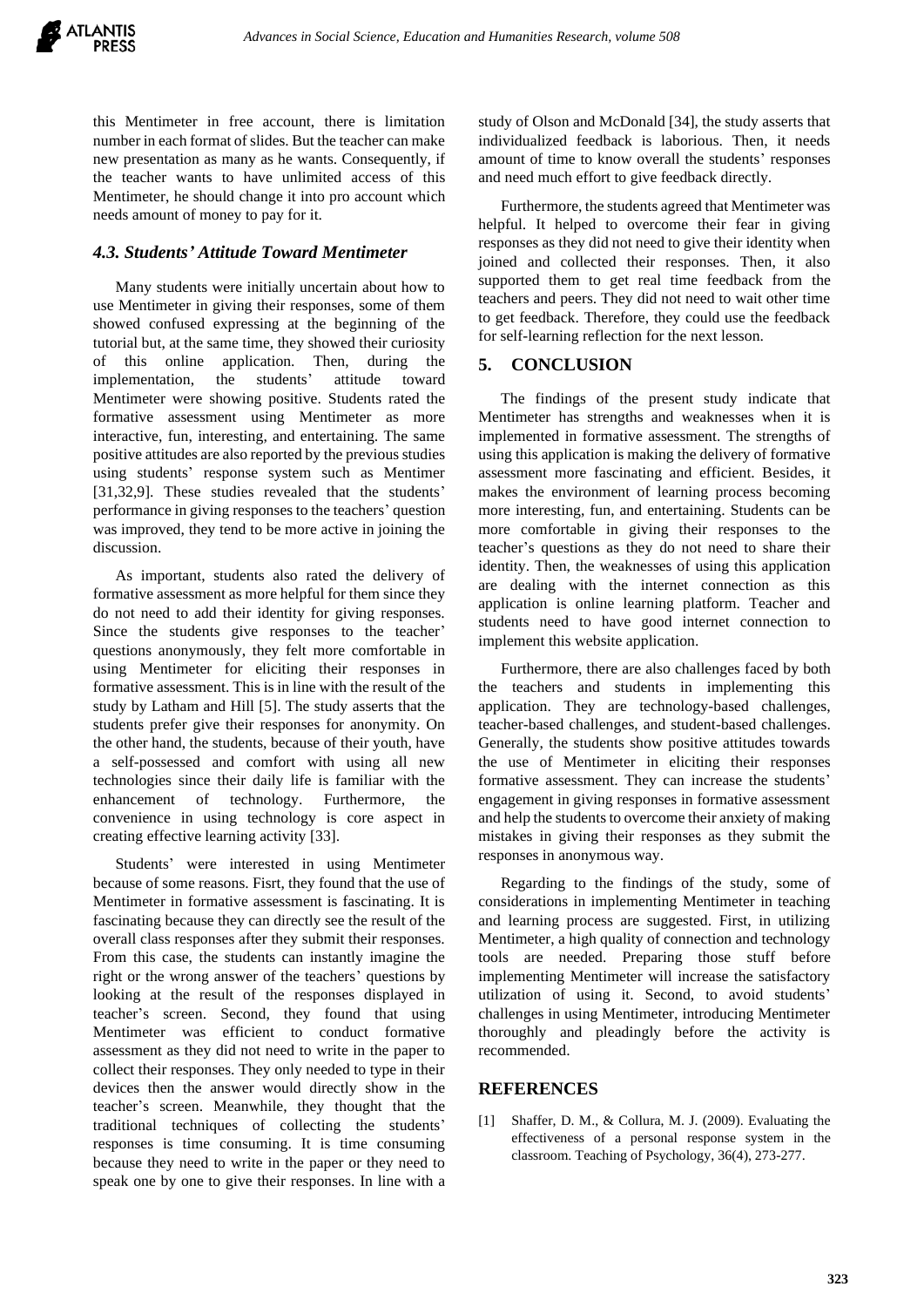this Mentimeter in free account, there is limitation number in each format of slides. But the teacher can make new presentation as many as he wants. Consequently, if the teacher wants to have unlimited access of this Mentimeter, he should change it into pro account which needs amount of money to pay for it.

### *4.3. Students' Attitude Toward Mentimeter*

Many students were initially uncertain about how to use Mentimeter in giving their responses, some of them showed confused expressing at the beginning of the tutorial but, at the same time, they showed their curiosity of this online application. Then, during the implementation, the students' attitude toward Mentimeter were showing positive. Students rated the formative assessment using Mentimeter as more interactive, fun, interesting, and entertaining. The same positive attitudes are also reported by the previous studies using students' response system such as Mentimer [31,32,9]. These studies revealed that the students' performance in giving responses to the teachers' question was improved, they tend to be more active in joining the discussion.

As important, students also rated the delivery of formative assessment as more helpful for them since they do not need to add their identity for giving responses. Since the students give responses to the teacher' questions anonymously, they felt more comfortable in using Mentimeter for eliciting their responses in formative assessment. This is in line with the result of the study by Latham and Hill [5]. The study asserts that the students prefer give their responses for anonymity. On the other hand, the students, because of their youth, have a self-possessed and comfort with using all new technologies since their daily life is familiar with the enhancement of technology. Furthermore, the convenience in using technology is core aspect in creating effective learning activity [33].

Students' were interested in using Mentimeter because of some reasons. Fisrt, they found that the use of Mentimeter in formative assessment is fascinating. It is fascinating because they can directly see the result of the overall class responses after they submit their responses. From this case, the students can instantly imagine the right or the wrong answer of the teachers' questions by looking at the result of the responses displayed in teacher's screen. Second, they found that using Mentimeter was efficient to conduct formative assessment as they did not need to write in the paper to collect their responses. They only needed to type in their devices then the answer would directly show in the teacher's screen. Meanwhile, they thought that the traditional techniques of collecting the students' responses is time consuming. It is time consuming because they need to write in the paper or they need to speak one by one to give their responses. In line with a study of Olson and McDonald [34], the study asserts that individualized feedback is laborious. Then, it needs amount of time to know overall the students' responses and need much effort to give feedback directly.

Furthermore, the students agreed that Mentimeter was helpful. It helped to overcome their fear in giving responses as they did not need to give their identity when joined and collected their responses. Then, it also supported them to get real time feedback from the teachers and peers. They did not need to wait other time to get feedback. Therefore, they could use the feedback for self-learning reflection for the next lesson.

## 5. CONCLUSION

The findings of the present study indicate that Mentimeter has strengths and weaknesses when it is implemented in formative assessment. The strengths of using this application is making the delivery of formative assessment more fascinating and efficient. Besides, it makes the environment of learning process becoming more interesting, fun, and entertaining. Students can be more comfortable in giving their responses to the teacher's questions as they do not need to share their identity. Then, the weaknesses of using this application are dealing with the internet connection as this application is online learning platform. Teacher and students need to have good internet connection to implement this website application.

Furthermore, there are also challenges faced by both the teachers and students in implementing this application. They are technology-based challenges, teacher-based challenges, and student-based challenges. Generally, the students show positive attitudes towards the use of Mentimeter in eliciting their responses formative assessment. They can increase the students' engagement in giving responses in formative assessment and help the students to overcome their anxiety of making mistakes in giving their responses as they submit the responses in anonymous way.

Regarding to the findings of the study, some of considerations in implementing Mentimeter in teaching and learning process are suggested. First, in utilizing Mentimeter, a high quality of connection and technology tools are needed. Preparing those stuff before implementing Mentimeter will increase the satisfactory utilization of using it. Second, to avoid students' challenges in using Mentimeter, introducing Mentimeter thoroughly and pleadingly before the activity is recommended.

## REFERENCES

[1] Shaffer, D. M., & Collura, M. J. (2009). Evaluating the effectiveness of a personal response system in the classroom. Teaching of Psychology, 36(4), 273-277.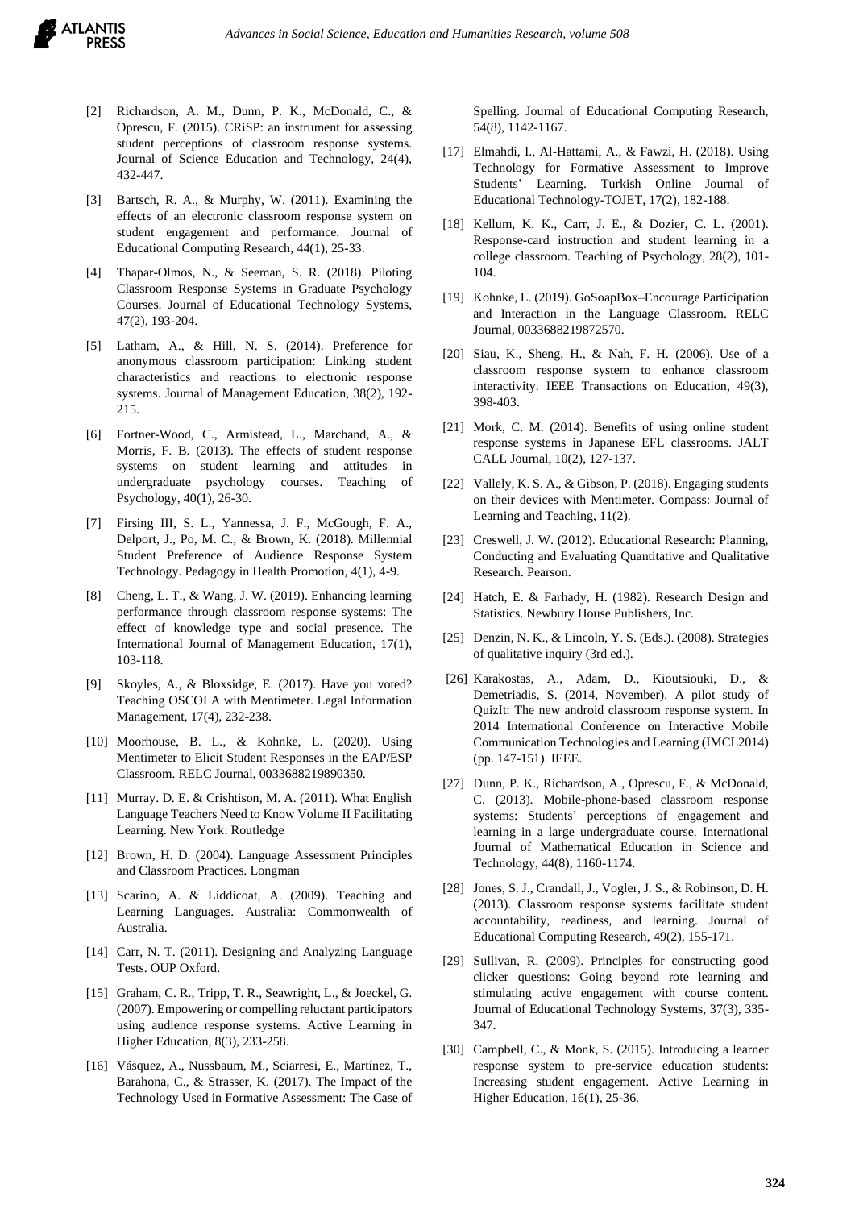[2] Richardson, A. M., Dunn, P. K., McDonald, C., & Oprescu, F. (2015). CRiSP: an instrument for assessing student perceptions of classroom response systems. Journal of Science Education and Technology, 24(4), 432-447.

[3] Bartsch, R. A., & Murphy, W. (2011). Examining the effects of an electronic classroom response system on student engagement and performance. Journal of Educational Computing Research, 44(1), 25-33.

[4] Thapar-Olmos, N., & Seeman, S. R. (2018). Piloting Classroom Response Systems in Graduate Psychology Courses. Journal of Educational Technology Systems, 47(2), 193-204.

[5] Latham, A., & Hill, N. S. (2014). Preference for anonymous classroom participation: Linking student characteristics and reactions to electronic response systems. Journal of Management Education, 38(2), 192-215.

[6] Fortner-Wood, C., Armistead, L., Marchand, A., & Morris, F. B. (2013). The effects of student response systems on student learning and attitudes in undergraduate psychology courses. Teaching of Psychology, 40(1), 26-30.

[7] Firsing III, S. L., Yannessa, J. F., McGough, F. A., Delport, J., Po, M. C., & Brown, K. (2018). Millennial Student Preference of Audience Response System Technology. Pedagogy in Health Promotion, 4(1), 4-9.

[8] Cheng, L. T., & Wang, J. W. (2019). Enhancing learning performance through classroom response systems: The effect of knowledge type and social presence. The International Journal of Management Education, 17(1), 103-118.

[9] Skoyles, A., & Bloxsidge, E. (2017). Have you voted? Teaching OSCOLA with Mentimeter. Legal Information Management, 17(4), 232-238.

[10] Moorhouse, B. L., & Kohnke, L. (2020). Using Mentimeter to Elicit Student Responses in the EAP/ESP Classroom. RELC Journal, 0033688219890350.

[11] Murray. D. E. & Crishtison, M. A. (2011). What English Language Teachers Need to Know Volume II Facilitating Learning. New York: Routledge

[12] Brown, H. D. (2004). Language Assessment Principles and Classroom Practices. Longman

[13] Scarino, A. & Liddicoat, A. (2009). Teaching and Learning Languages. Australia: Commonwealth of Australia.

[14] Carr, N. T. (2011). Designing and Analyzing Language Tests. OUP Oxford.

[15] Graham, C. R., Tripp, T. R., Seawright, L., & Joeckel, G. (2007). Empowering or compelling reluctant participators using audience response systems. Active Learning in Higher Education, 8(3), 233-258.

[16] Vásquez, A., Nussbaum, M., Sciarresi, E., Martínez, T., Barahona, C., & Strasser, K. (2017). The Impact of the Technology Used in Formative Assessment: The Case of Spelling. Journal of Educational Computing Research, 54(8), 1142-1167.

[17] Elmahdi, I., Al-Hattami, A., & Fawzi, H. (2018). Using Technology for Formative Assessment to Improve Students' Learning. Turkish Online Journal of Educational Technology-TOJET, 17(2), 182-188.

[18] Kellum, K. K., Carr, J. E., & Dozier, C. L. (2001). Response-card instruction and student learning in a college classroom. Teaching of Psychology, 28(2), 101-104.

[19] Kohnke, L. (2019). GoSoapBox–Encourage Participation and Interaction in the Language Classroom. RELC Journal, 0033688219872570.

[20] Siau, K., Sheng, H., & Nah, F. H. (2006). Use of a classroom response system to enhance classroom interactivity. IEEE Transactions on Education, 49(3), 398-403.

[21] Mork, C. M. (2014). Benefits of using online student response systems in Japanese EFL classrooms. JALT CALL Journal, 10(2), 127-137.

[22] Vallely, K. S. A., & Gibson, P. (2018). Engaging students on their devices with Mentimeter. Compass: Journal of Learning and Teaching, 11(2).

[23] Creswell, J. W. (2012). Educational Research: Planning, Conducting and Evaluating Quantitative and Qualitative Research. Pearson.

[24] Hatch, E. & Farhady, H. (1982). Research Design and Statistics. Newbury House Publishers, Inc.

[25] Denzin, N. K., & Lincoln, Y. S. (Eds.). (2008). Strategies of qualitative inquiry (3rd ed.).

[26] Karakostas, A., Adam, D., Kioutsiouki, D., & Demetriadis, S. (2014, November). A pilot study of QuizIt: The new android classroom response system. In 2014 International Conference on Interactive Mobile Communication Technologies and Learning (IMCL2014) (pp. 147-151). IEEE.

[27] Dunn, P. K., Richardson, A., Oprescu, F., & McDonald, C. (2013). Mobile-phone-based classroom response systems: Students' perceptions of engagement and learning in a large undergraduate course. International Journal of Mathematical Education in Science and Technology, 44(8), 1160-1174.

[28] Jones, S. J., Crandall, J., Vogler, J. S., & Robinson, D. H. (2013). Classroom response systems facilitate student accountability, readiness, and learning. Journal of Educational Computing Research, 49(2), 155-171.

[29] Sullivan, R. (2009). Principles for constructing good clicker questions: Going beyond rote learning and stimulating active engagement with course content. Journal of Educational Technology Systems, 37(3), 335-347.

[30] Campbell, C., & Monk, S. (2015). Introducing a learner response system to pre-service education students: Increasing student engagement. Active Learning in Higher Education, 16(1), 25-36.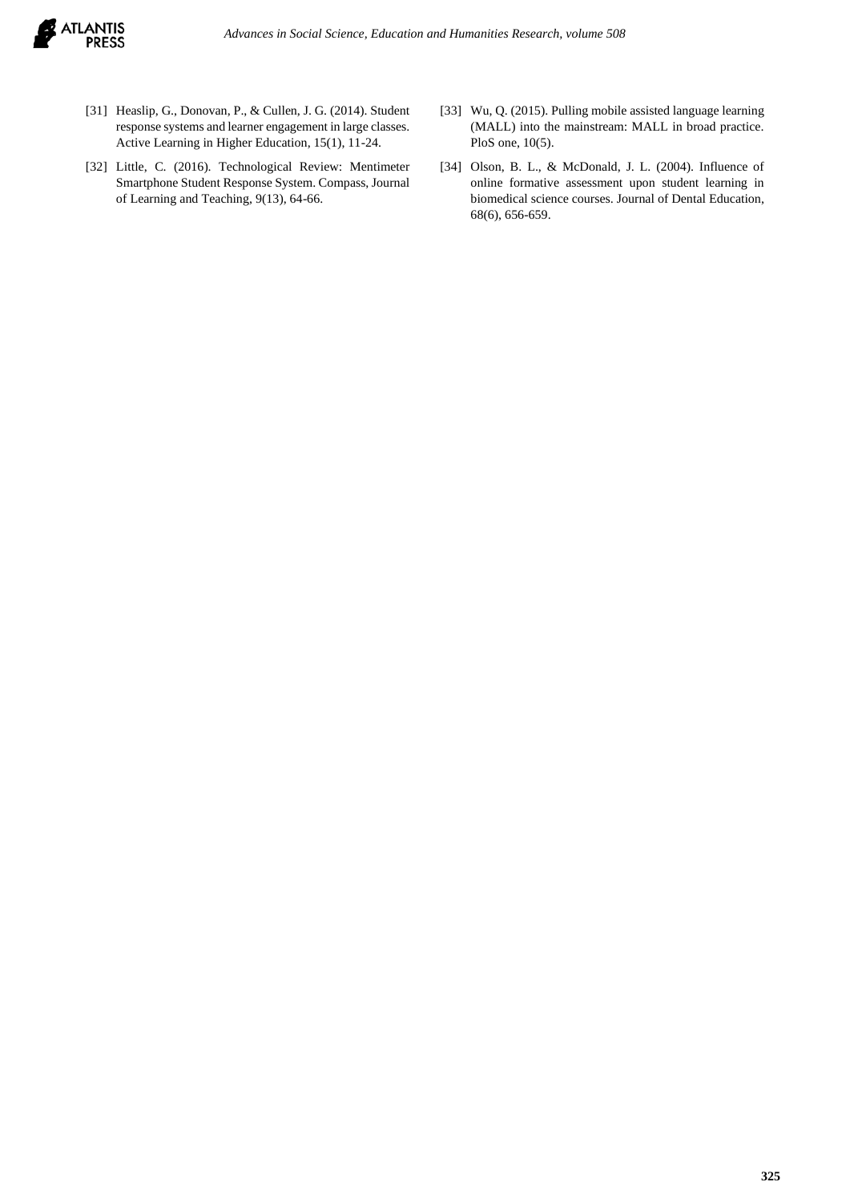[31] Heaslip, G., Donovan, P., & Cullen, J. G. (2014). Student response systems and learner engagement in large classes. Active Learning in Higher Education, 15(1), 11-24.

[32] Little, C. (2016). Technological Review: Mentimeter Smartphone Student Response System. Compass, Journal of Learning and Teaching, 9(13), 64-66.

[33] Wu, Q. (2015). Pulling mobile assisted language learning (MALL) into the mainstream: MALL in broad practice. PloS one, 10(5).

[34] Olson, B. L., & McDonald, J. L. (2004). Influence of online formative assessment upon student learning in biomedical science courses. Journal of Dental Education, 68(6), 656-659.